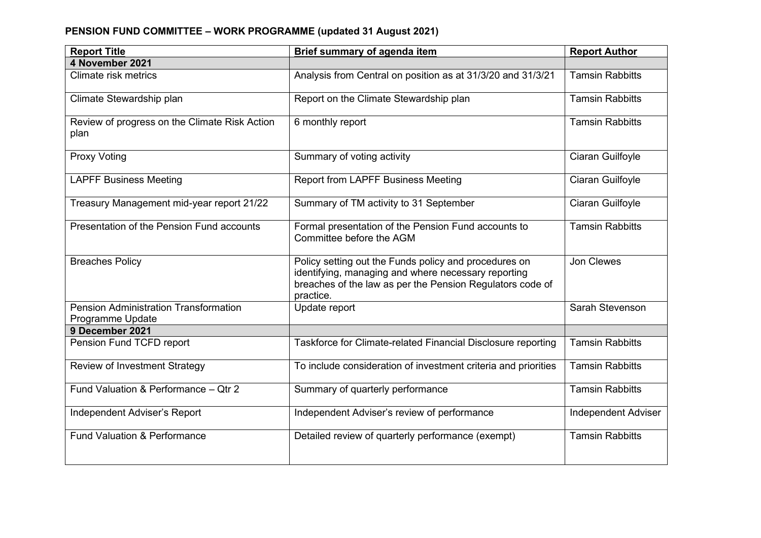**PENSION FUND COMMITTEE – WORK PROGRAMME (updated 31 August 2021)**

| Report Title | Brief summary of agenda item | Report Author |
|---|---|---|
| **4 November 2021** | | |
| Climate risk metrics | Analysis from Central on position as at 31/3/20 and 31/3/21 | Tamsin Rabbitts |
| Climate Stewardship plan | Report on the Climate Stewardship plan | Tamsin Rabbitts |
| Review of progress on the Climate Risk Action plan | 6 monthly report | Tamsin Rabbitts |
| Proxy Voting | Summary of voting activity | Ciaran Guilfoyle |
| LAPFF Business Meeting | Report from LAPFF Business Meeting | Ciaran Guilfoyle |
| Treasury Management mid-year report 21/22 | Summary of TM activity to 31 September | Ciaran Guilfoyle |
| Presentation of the Pension Fund accounts | Formal presentation of the Pension Fund accounts to Committee before the AGM | Tamsin Rabbitts |
| Breaches Policy | Policy setting out the Funds policy and procedures on identifying, managing and where necessary reporting breaches of the law as per the Pension Regulators code of practice. | Jon Clewes |
| Pension Administration Transformation Programme Update | Update report | Sarah Stevenson |
| **9 December 2021** | | |
| Pension Fund TCFD report | Taskforce for Climate-related Financial Disclosure reporting | Tamsin Rabbitts |
| Review of Investment Strategy | To include consideration of investment criteria and priorities | Tamsin Rabbitts |
| Fund Valuation & Performance – Qtr 2 | Summary of quarterly performance | Tamsin Rabbitts |
| Independent Adviser's Report | Independent Adviser's review of performance | Independent Adviser |
| Fund Valuation & Performance | Detailed review of quarterly performance (exempt) | Tamsin Rabbitts |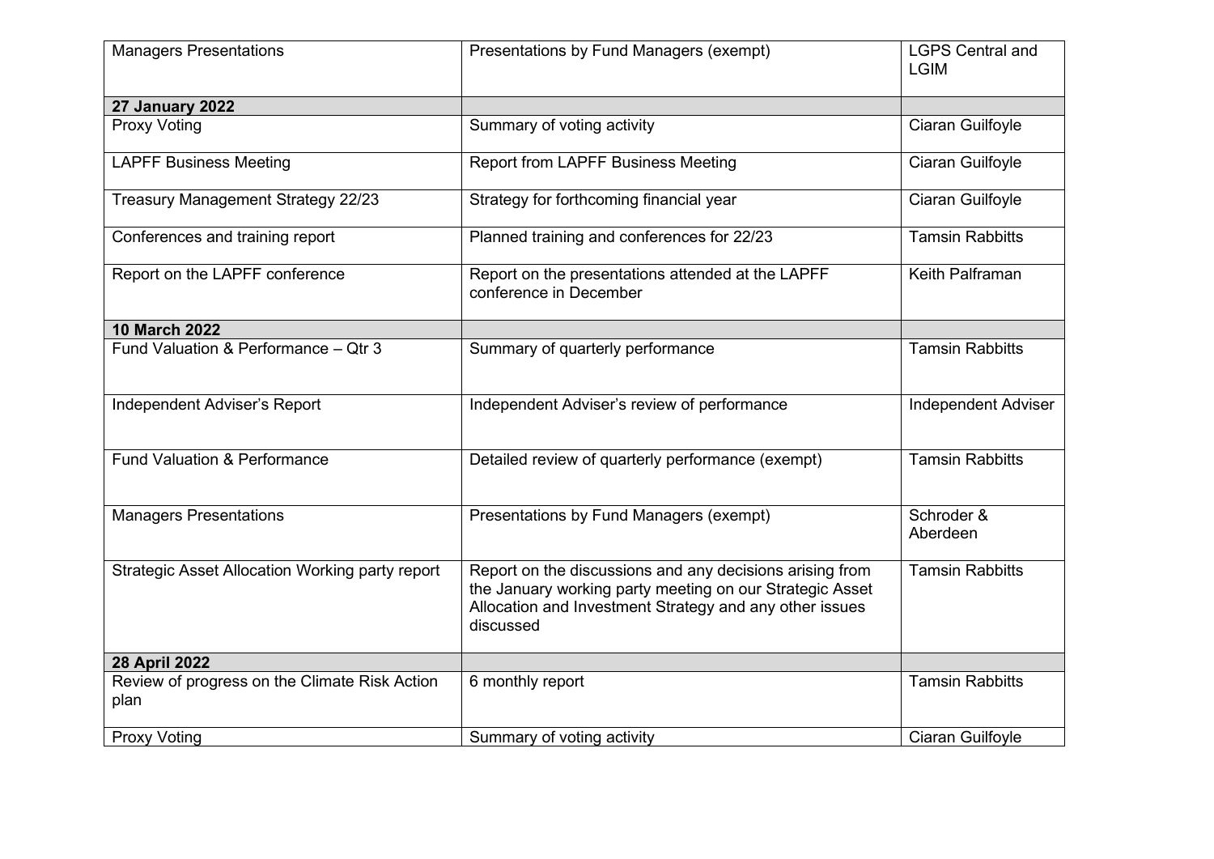| | | |
|---|---|---|
| Managers Presentations | Presentations by Fund Managers (exempt) | LGPS Central and LGIM |
| **27 January 2022** | | |
| Proxy Voting | Summary of voting activity | Ciaran Guilfoyle |
| LAPFF Business Meeting | Report from LAPFF Business Meeting | Ciaran Guilfoyle |
| Treasury Management Strategy 22/23 | Strategy for forthcoming financial year | Ciaran Guilfoyle |
| Conferences and training report | Planned training and conferences for 22/23 | Tamsin Rabbitts |
| Report on the LAPFF conference | Report on the presentations attended at the LAPFF conference in December | Keith Palframan |
| **10 March 2022** | | |
| Fund Valuation & Performance – Qtr 3 | Summary of quarterly performance | Tamsin Rabbitts |
| Independent Adviser's Report | Independent Adviser's review of performance | Independent Adviser |
| Fund Valuation & Performance | Detailed review of quarterly performance (exempt) | Tamsin Rabbitts |
| Managers Presentations | Presentations by Fund Managers (exempt) | Schroder & Aberdeen |
| Strategic Asset Allocation Working party report | Report on the discussions and any decisions arising from the January working party meeting on our Strategic Asset Allocation and Investment Strategy and any other issues discussed | Tamsin Rabbitts |
| **28 April 2022** | | |
| Review of progress on the Climate Risk Action plan | 6 monthly report | Tamsin Rabbitts |
| Proxy Voting | Summary of voting activity | Ciaran Guilfoyle |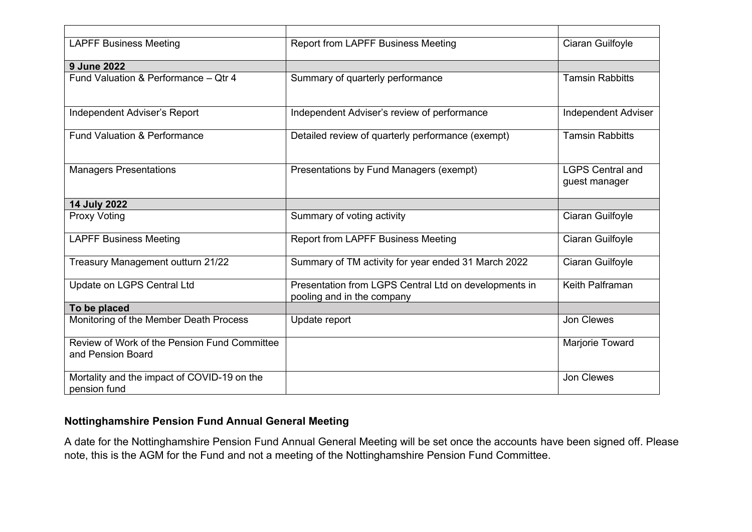| | | |
|---|---|---|
| | | |
| LAPFF Business Meeting | Report from LAPFF Business Meeting | Ciaran Guilfoyle |
| **9 June 2022** | | |
| Fund Valuation & Performance – Qtr 4 | Summary of quarterly performance | Tamsin Rabbitts |
| Independent Adviser's Report | Independent Adviser's review of performance | Independent Adviser |
| Fund Valuation & Performance | Detailed review of quarterly performance (exempt) | Tamsin Rabbitts |
| Managers Presentations | Presentations by Fund Managers (exempt) | LGPS Central and guest manager |
| **14 July 2022** | | |
| Proxy Voting | Summary of voting activity | Ciaran Guilfoyle |
| LAPFF Business Meeting | Report from LAPFF Business Meeting | Ciaran Guilfoyle |
| Treasury Management outturn 21/22 | Summary of TM activity for year ended 31 March 2022 | Ciaran Guilfoyle |
| Update on LGPS Central Ltd | Presentation from LGPS Central Ltd on developments in pooling and in the company | Keith Palframan |
| **To be placed** | | |
| Monitoring of the Member Death Process | Update report | Jon Clewes |
| Review of Work of the Pension Fund Committee and Pension Board | | Marjorie Toward |
| Mortality and the impact of COVID-19 on the pension fund | | Jon Clewes |

**Nottinghamshire Pension Fund Annual General Meeting**

A date for the Nottinghamshire Pension Fund Annual General Meeting will be set once the accounts have been signed off. Please note, this is the AGM for the Fund and not a meeting of the Nottinghamshire Pension Fund Committee.